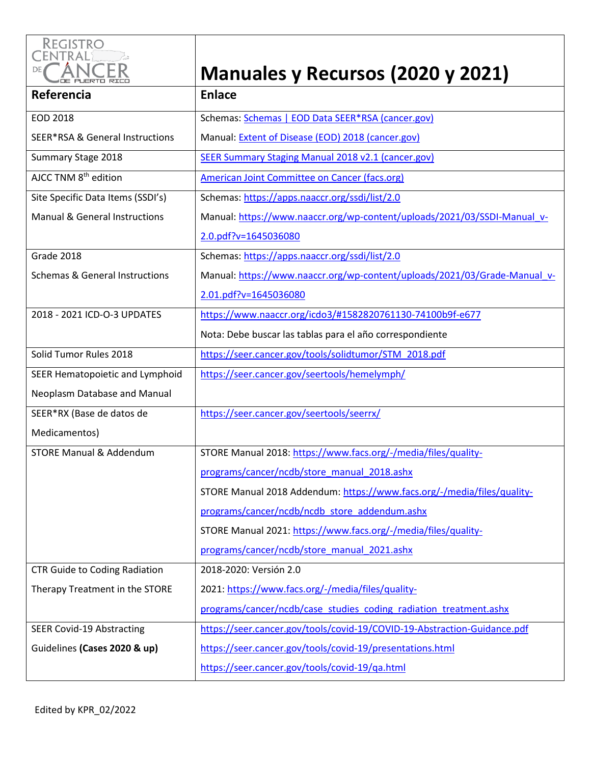# Manuales y Recursos (2020 y 2021)

| Referencia | Enlace |
|---|---|
| EOD 2018<br>SEER*RSA & General Instructions | Schemas: Schemas \| EOD Data SEER*RSA (cancer.gov)<br>Manual: Extent of Disease (EOD) 2018 (cancer.gov) |
| Summary Stage 2018 | SEER Summary Staging Manual 2018 v2.1 (cancer.gov) |
| AJCC TNM 8th edition | American Joint Committee on Cancer (facs.org) |
| Site Specific Data Items (SSDI's)<br>Manual & General Instructions | Schemas: https://apps.naaccr.org/ssdi/list/2.0<br>Manual: https://www.naaccr.org/wp-content/uploads/2021/03/SSDI-Manual_v-2.0.pdf?v=1645036080 |
| Grade 2018<br>Schemas & General Instructions | Schemas: https://apps.naaccr.org/ssdi/list/2.0<br>Manual: https://www.naaccr.org/wp-content/uploads/2021/03/Grade-Manual_v-2.01.pdf?v=1645036080 |
| 2018 - 2021 ICD-O-3 UPDATES | https://www.naaccr.org/icdo3/#1582820761130-74100b9f-e677<br>Nota: Debe buscar las tablas para el año correspondiente |
| Solid Tumor Rules 2018 | https://seer.cancer.gov/tools/solidtumor/STM_2018.pdf |
| SEER Hematopoietic and Lymphoid Neoplasm Database and Manual | https://seer.cancer.gov/seertools/hemelymph/ |
| SEER*RX (Base de datos de Medicamentos) | https://seer.cancer.gov/seertools/seerrx/ |
| STORE Manual & Addendum | STORE Manual 2018: https://www.facs.org/-/media/files/quality-programs/cancer/ncdb/store_manual_2018.ashx<br>STORE Manual 2018 Addendum: https://www.facs.org/-/media/files/quality-programs/cancer/ncdb/ncdb_store_addendum.ashx<br>STORE Manual 2021: https://www.facs.org/-/media/files/quality-programs/cancer/ncdb/store_manual_2021.ashx |
| CTR Guide to Coding Radiation Therapy Treatment in the STORE | 2018-2020: Versión 2.0<br>2021: https://www.facs.org/-/media/files/quality-programs/cancer/ncdb/case_studies_coding_radiation_treatment.ashx |
| SEER Covid-19 Abstracting Guidelines **(Cases 2020 & up)** | https://seer.cancer.gov/tools/covid-19/COVID-19-Abstraction-Guidance.pdf<br>https://seer.cancer.gov/tools/covid-19/presentations.html<br>https://seer.cancer.gov/tools/covid-19/qa.html |

Edited by KPR_02/2022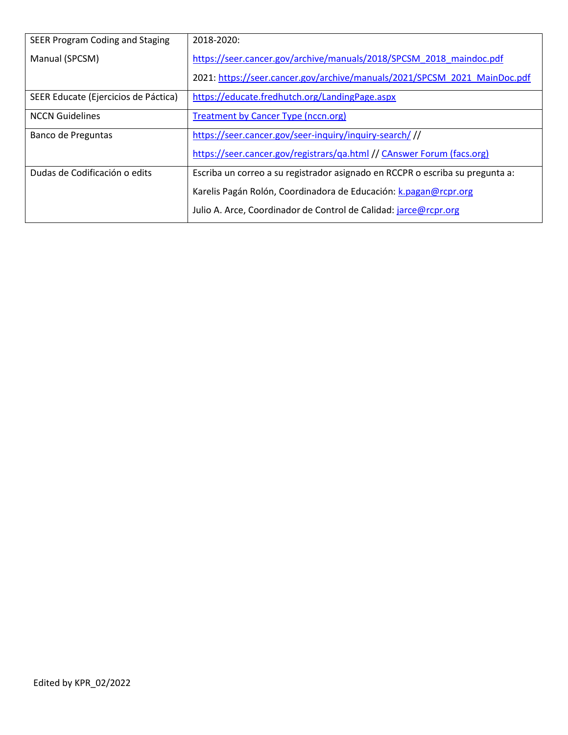| | |
|---|---|
| SEER Program Coding and Staging Manual (SPCSM) | 2018-2020:<br>https://seer.cancer.gov/archive/manuals/2018/SPCSM_2018_maindoc.pdf<br>2021: https://seer.cancer.gov/archive/manuals/2021/SPCSM_2021_MainDoc.pdf |
| SEER Educate (Ejercicios de Páctica) | https://educate.fredhutch.org/LandingPage.aspx |
| NCCN Guidelines | Treatment by Cancer Type (nccn.org) |
| Banco de Preguntas | https://seer.cancer.gov/seer-inquiry/inquiry-search/ //<br>https://seer.cancer.gov/registrars/qa.html // CAnswer Forum (facs.org) |
| Dudas de Codificación o edits | Escriba un correo a su registrador asignado en RCCPR o escriba su pregunta a:<br>Karelis Pagán Rolón, Coordinadora de Educación: k.pagan@rcpr.org<br>Julio A. Arce, Coordinador de Control de Calidad: jarce@rcpr.org |

Edited by KPR_02/2022